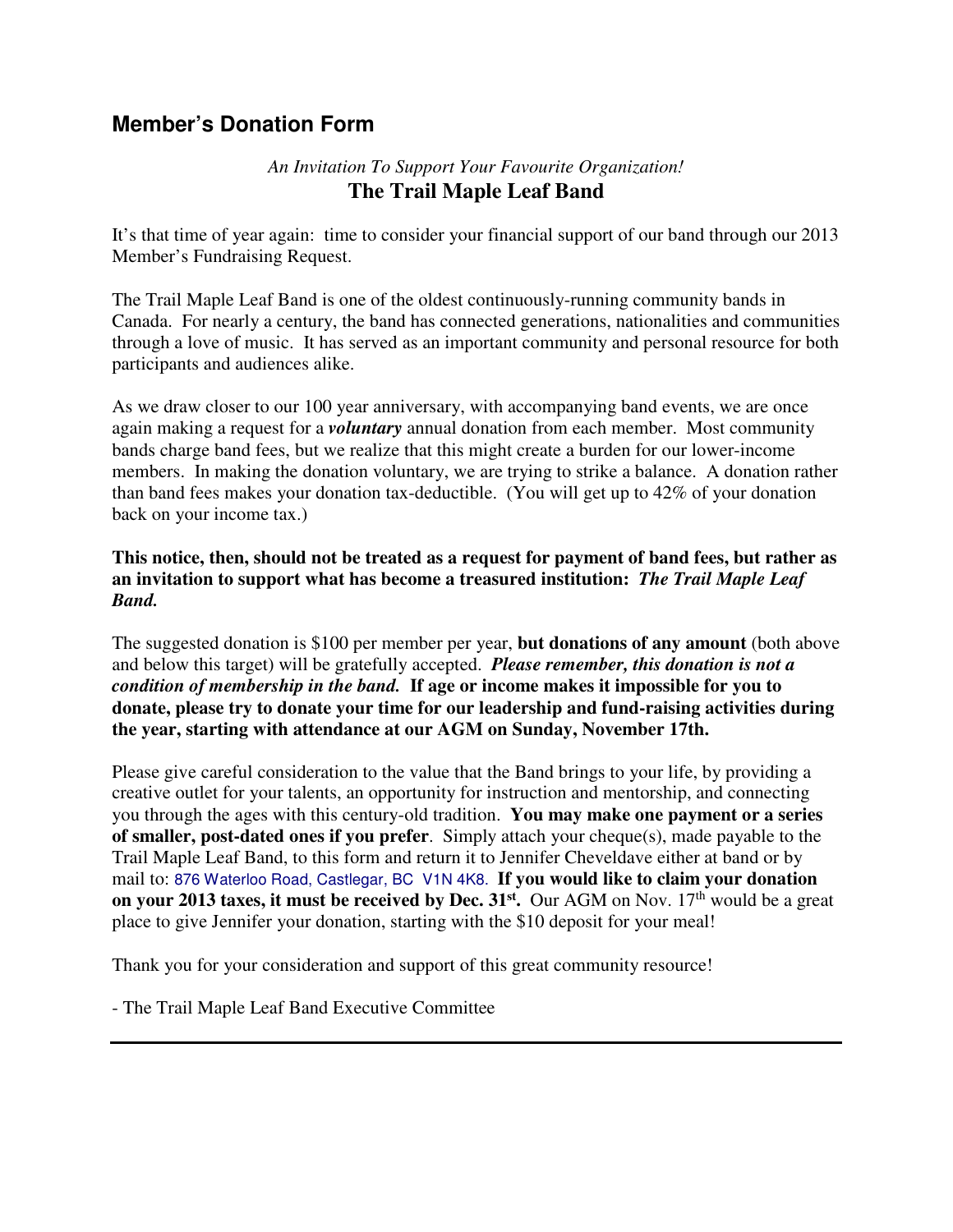## Member's Donation Form

*An Invitation To Support Your Favourite Organization!*

**The Trail Maple Leaf Band**

It's that time of year again: time to consider your financial support of our band through our 2013 Member's Fundraising Request.

The Trail Maple Leaf Band is one of the oldest continuously-running community bands in Canada. For nearly a century, the band has connected generations, nationalities and communities through a love of music. It has served as an important community and personal resource for both participants and audiences alike.

As we draw closer to our 100 year anniversary, with accompanying band events, we are once again making a request for a ***voluntary*** annual donation from each member. Most community bands charge band fees, but we realize that this might create a burden for our lower-income members. In making the donation voluntary, we are trying to strike a balance. A donation rather than band fees makes your donation tax-deductible. (You will get up to 42% of your donation back on your income tax.)

**This notice, then, should not be treated as a request for payment of band fees, but rather as an invitation to support what has become a treasured institution: *The Trail Maple Leaf Band.***

The suggested donation is $100 per member per year, **but donations of any amount** (both above and below this target) will be gratefully accepted. ***Please remember, this donation is not a condition of membership in the band.*** **If age or income makes it impossible for you to donate, please try to donate your time for our leadership and fund-raising activities during the year, starting with attendance at our AGM on Sunday, November 17th.**

Please give careful consideration to the value that the Band brings to your life, by providing a creative outlet for your talents, an opportunity for instruction and mentorship, and connecting you through the ages with this century-old tradition. **You may make one payment or a series of smaller, post-dated ones if you prefer**. Simply attach your cheque(s), made payable to the Trail Maple Leaf Band, to this form and return it to Jennifer Cheveldave either at band or by mail to: 876 Waterloo Road, Castlegar, BC V1N 4K8. **If you would like to claim your donation on your 2013 taxes, it must be received by Dec. 31st.** Our AGM on Nov. 17th would be a great place to give Jennifer your donation, starting with the $10 deposit for your meal!

Thank you for your consideration and support of this great community resource!

\- The Trail Maple Leaf Band Executive Committee

---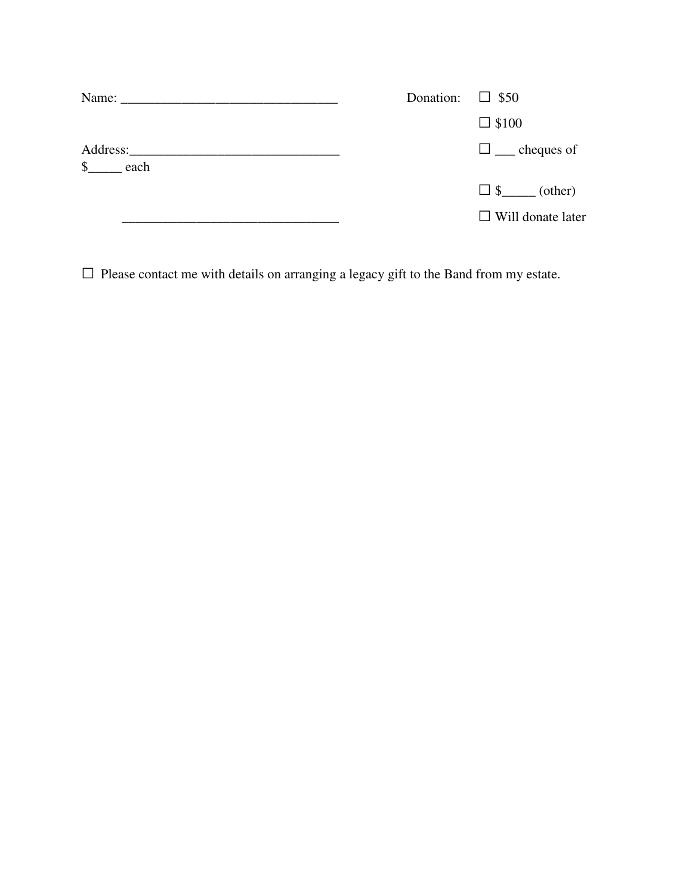Name: _______________________________

Address:______________________________

_______________________________

Donation:

☐ $50

☐ $100

☐ ___ cheques of $_____ each

☐ $_____ (other)

☐ Will donate later

☐ Please contact me with details on arranging a legacy gift to the Band from my estate.